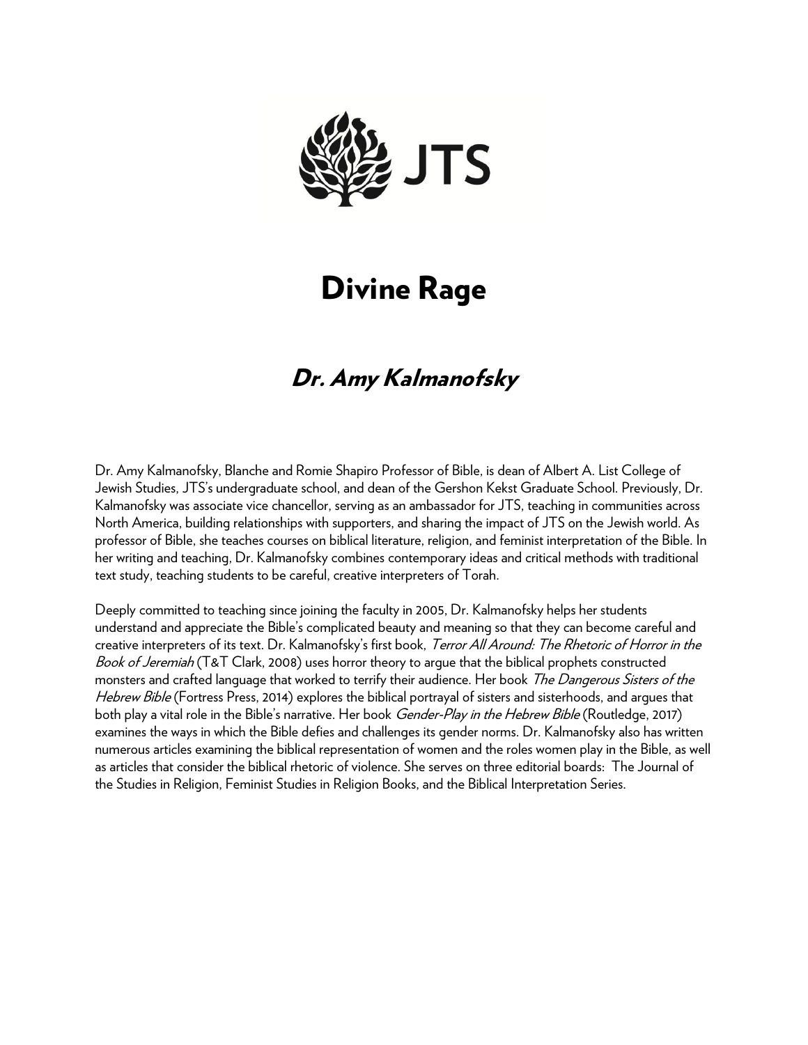JTS

# Divine Rage

## *Dr. Amy Kalmanofsky*

Dr. Amy Kalmanofsky, Blanche and Romie Shapiro Professor of Bible, is dean of Albert A. List College of Jewish Studies, JTS's undergraduate school, and dean of the Gershon Kekst Graduate School. Previously, Dr. Kalmanofsky was associate vice chancellor, serving as an ambassador for JTS, teaching in communities across North America, building relationships with supporters, and sharing the impact of JTS on the Jewish world. As professor of Bible, she teaches courses on biblical literature, religion, and feminist interpretation of the Bible. In her writing and teaching, Dr. Kalmanofsky combines contemporary ideas and critical methods with traditional text study, teaching students to be careful, creative interpreters of Torah.

Deeply committed to teaching since joining the faculty in 2005, Dr. Kalmanofsky helps her students understand and appreciate the Bible's complicated beauty and meaning so that they can become careful and creative interpreters of its text. Dr. Kalmanofsky's first book, *Terror All Around: The Rhetoric of Horror in the Book of Jeremiah* (T&T Clark, 2008) uses horror theory to argue that the biblical prophets constructed monsters and crafted language that worked to terrify their audience. Her book *The Dangerous Sisters of the Hebrew Bible* (Fortress Press, 2014) explores the biblical portrayal of sisters and sisterhoods, and argues that both play a vital role in the Bible's narrative. Her book *Gender-Play in the Hebrew Bible* (Routledge, 2017) examines the ways in which the Bible defies and challenges its gender norms. Dr. Kalmanofsky also has written numerous articles examining the biblical representation of women and the roles women play in the Bible, as well as articles that consider the biblical rhetoric of violence. She serves on three editorial boards: The Journal of the Studies in Religion, Feminist Studies in Religion Books, and the Biblical Interpretation Series.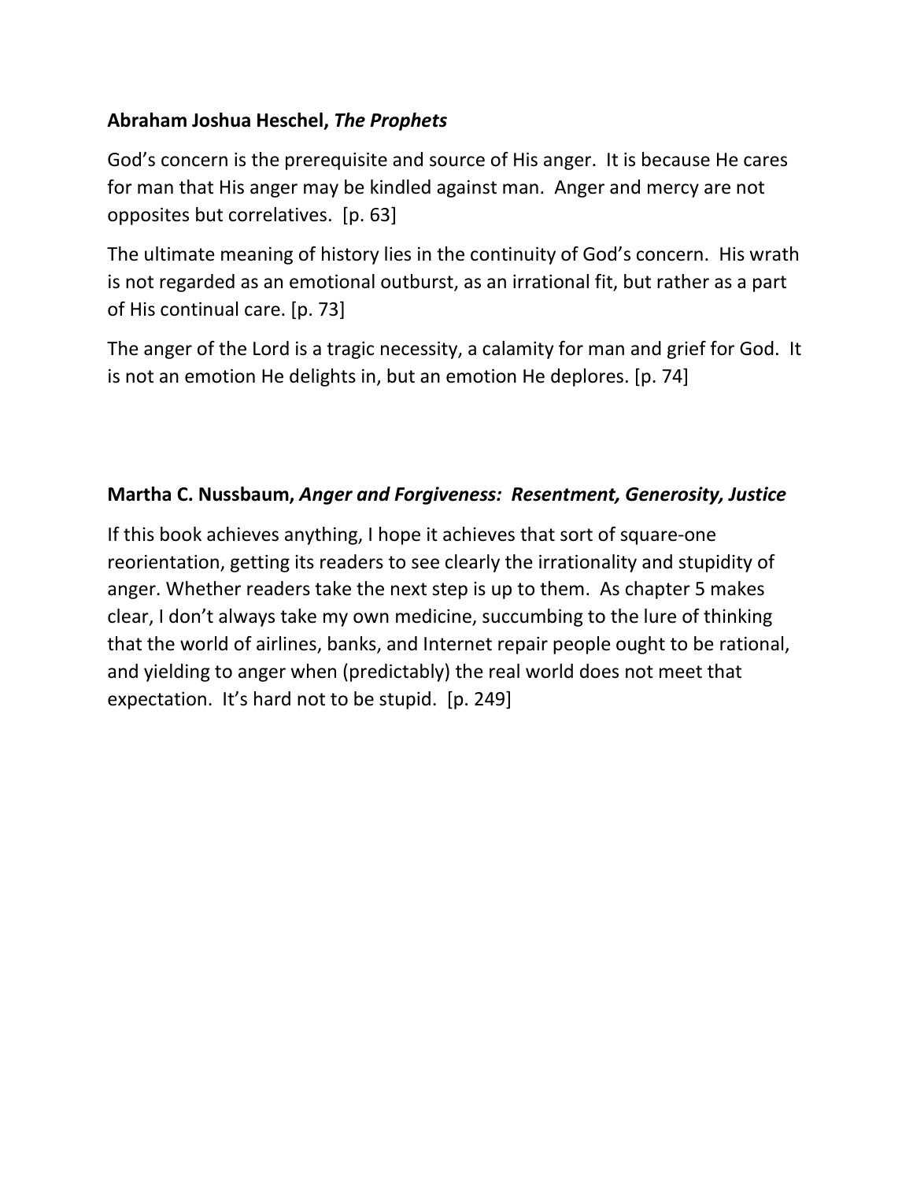**Abraham Joshua Heschel, *The Prophets***

God's concern is the prerequisite and source of His anger. It is because He cares for man that His anger may be kindled against man. Anger and mercy are not opposites but correlatives. [p. 63]

The ultimate meaning of history lies in the continuity of God's concern. His wrath is not regarded as an emotional outburst, as an irrational fit, but rather as a part of His continual care. [p. 73]

The anger of the Lord is a tragic necessity, a calamity for man and grief for God. It is not an emotion He delights in, but an emotion He deplores. [p. 74]

**Martha C. Nussbaum, *Anger and Forgiveness: Resentment, Generosity, Justice***

If this book achieves anything, I hope it achieves that sort of square-one reorientation, getting its readers to see clearly the irrationality and stupidity of anger. Whether readers take the next step is up to them. As chapter 5 makes clear, I don't always take my own medicine, succumbing to the lure of thinking that the world of airlines, banks, and Internet repair people ought to be rational, and yielding to anger when (predictably) the real world does not meet that expectation. It's hard not to be stupid. [p. 249]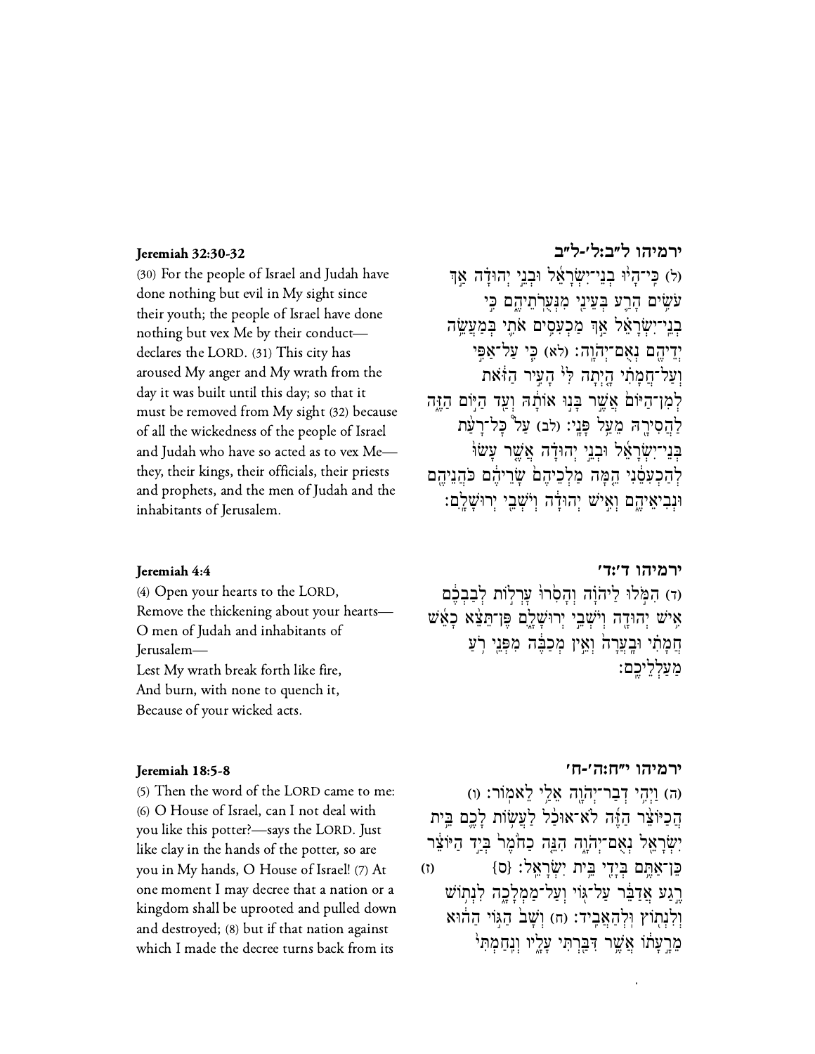**Jeremiah 32:30-32**

(30) For the people of Israel and Judah have done nothing but evil in My sight since their youth; the people of Israel have done nothing but vex Me by their conduct—declares the LORD. (31) This city has aroused My anger and My wrath from the day it was built until this day; so that it must be removed from My sight (32) because of all the wickedness of the people of Israel and Judah who have so acted as to vex Me—they, their kings, their officials, their priests and prophets, and the men of Judah and the inhabitants of Jerusalem.

**ירמיהו ל״ב:ל׳-ל״ב**

(ל) כִּֽי־הָי֨וּ בְנֵֽי־יִשְׂרָאֵ֜ל וּבְנֵ֣י יְהוּדָ֗ה אַ֣ךְ עֹשִׂ֥ים הָרַ֛ע בְּעֵינַ֖י מִנְּעֻרֹתֵיהֶ֑ם כִּ֤י בְנֵֽי־יִשְׂרָאֵל֙ אַ֣ךְ מַכְעִסִ֥ים אֹתִ֛י בְּמַעֲשֵׂ֥ה יְדֵיהֶ֖ם נְאֻם־יְהֹוָֽה׃ (לא) כִּ֧י עַל־אַפִּ֣י וְעַל־חֲמָתִ֗י הָ֤יְתָה לִּי֙ הָעִ֣יר הַזֹּ֔את לְמִן־הַיּוֹם֙ אֲשֶׁ֣ר בָּנ֣וּ אוֹתָ֔הּ וְעַ֖ד הַיּ֣וֹם הַזֶּ֑ה לַהֲסִירָ֖הּ מֵעַ֥ל פָּנָֽי׃ (לב) עַ֣ל כׇּל־רָעַ֣ת בְּנֵֽי־יִשְׂרָאֵ֞ל וּבְנֵ֣י יְהוּדָ֗ה אֲשֶׁ֤ר עָשׂוּ֙ לְהַכְעִסֵ֔נִי הֵ֤מָּה מַלְכֵיהֶם֙ שָׂרֵיהֶ֔ם כֹּהֲנֵיהֶ֖ם וּנְבִיאֵיהֶ֑ם וְאִ֣ישׁ יְהוּדָ֔ה וְיֹשְׁבֵ֖י יְרוּשָׁלָֽ͏ִם׃

**Jeremiah 4:4**

(4) Open your hearts to the LORD,
Remove the thickening about your hearts—
O men of Judah and inhabitants of Jerusalem—
Lest My wrath break forth like fire,
And burn, with none to quench it,
Because of your wicked acts.

**ירמיהו ד׳:ד׳**

(ד) הִמֹּ֣לוּ לַיהֹוָ֗ה וְהָסִ֙רוּ֙ עׇרְל֣וֹת לְבַבְכֶ֔ם אִ֥ישׁ יְהוּדָ֖ה וְיֹשְׁבֵ֣י יְרוּשָׁלָ֑͏ִם פֶּן־תֵּצֵ֨א כָאֵ֜שׁ חֲמָתִ֗י וּבָעֲרָה֙ וְאֵ֣ין מְכַבֶּ֔ה מִפְּנֵ֖י רֹ֥עַ מַעַלְלֵיכֶֽם׃

**Jeremiah 18:5-8**

(5) Then the word of the LORD came to me: (6) O House of Israel, can I not deal with you like this potter?—says the LORD. Just like clay in the hands of the potter, so are you in My hands, O House of Israel! (7) At one moment I may decree that a nation or a kingdom shall be uprooted and pulled down and destroyed; (8) but if that nation against which I made the decree turns back from its

**ירמיהו י״ח:ה׳-ח׳**

(ה) וַיְהִ֥י דְבַר־יְהֹוָ֖ה אֵלַ֥י לֵאמֽוֹר׃ (ו) הֲכַיּוֹצֵ֨ר הַזֶּ֜ה לֹא־אוּכַ֨ל לַעֲשׂ֥וֹת לָכֶ֛ם בֵּ֥ית יִשְׂרָאֵ֖ל נְאֻם־יְהֹוָ֑ה הִנֵּ֤ה כַחֹ֙מֶר֙ בְּיַ֣ד הַיּוֹצֵ֔ר כֵּן־אַתֶּ֥ם בְּיָדִ֖י בֵּ֥ית יִשְׂרָאֵֽל׃ {ס} (ז) רֶ֣גַע אֲדַבֵּ֔ר עַל־גּ֖וֹי וְעַל־מַמְלָכָ֑ה לִנְת֥וֹשׁ וְלִנְת֖וֹץ וּֽלְהַאֲבִֽיד׃ (ח) וְשָׁב֙ הַגּ֣וֹי הַה֔וּא מֵרָ֣עָת֔וֹ אֲשֶׁ֥ר דִּבַּ֖רְתִּי עָלָ֑יו וְנִֽחַמְתִּי֙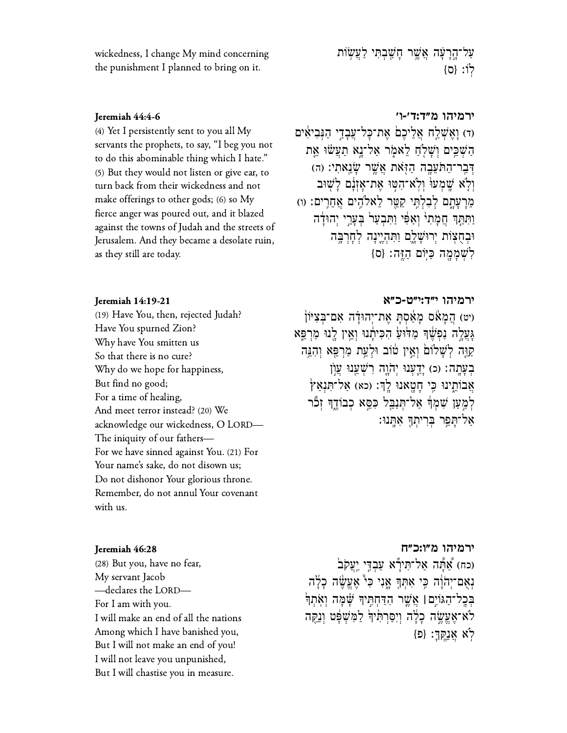wickedness, I change My mind concerning the punishment I planned to bring on it.

עַל־הָֽרָעָ֔ה אֲשֶׁ֥ר חָשַׁ֖בְתִּי לַעֲשׂ֥וֹת לֽוֹ׃ {ס}

### Jeremiah 44:4-6

(4) Yet I persistently sent to you all My servants the prophets, to say, "I beg you not to do this abominable thing which I hate." (5) But they would not listen or give ear, to turn back from their wickedness and not make offerings to other gods; (6) so My fierce anger was poured out, and it blazed against the towns of Judah and the streets of Jerusalem. And they became a desolate ruin, as they still are today.

### ירמיהו מ״ד:ד׳-ו׳

(ד) וָאֶשְׁלַ֤ח אֲלֵיכֶם֙ אֶת־כׇּל־עֲבָדַ֣י הַנְּבִיאִ֔ים הַשְׁכֵּ֥ים וְשָׁלֹ֖חַ לֵאמֹ֑ר אַל־נָ֣א תַעֲשׂ֗וּ אֵ֛ת דְּבַר־הַתֹּעֵבָ֥ה הַזֹּ֖את אֲשֶׁ֥ר שָׂנֵֽאתִי׃ (ה) וְלֹ֤א שָֽׁמְעוּ֙ וְלֹא־הִטּ֣וּ אֶת־אׇזְנָ֔ם לָשׁ֖וּב מֵרָעָתָ֑ם לְבִלְתִּ֥י קַטֵּ֖ר לֵאלֹהִ֥ים אֲחֵרִֽים׃ (ו) וַתִּתַּ֤ךְ חֲמָתִי֙ וְאַפִּ֔י וַתִּבְעַר֙ בְּעָרֵ֣י יְהוּדָ֔ה וּבְחֻצ֖וֹת יְרוּשָׁלָ֑͏ִם וַתִּהְיֶ֛ינָה לְחׇרְבָּ֥ה לִשְׁמָמָ֖ה כַּיּ֥וֹם הַזֶּֽה׃ {ס}

### Jeremiah 14:19-21

(19) Have You, then, rejected Judah?
Have You spurned Zion?
Why have You smitten us
So that there is no cure?
Why do we hope for happiness,
But find no good;
For a time of healing,
And meet terror instead? (20) We acknowledge our wickedness, O LORD—
The iniquity of our fathers—
For we have sinned against You. (21) For Your name's sake, do not disown us;
Do not dishonor Your glorious throne.
Remember, do not annul Your covenant with us.

### ירמיהו י״ד:י״ט-כ״א

(יט) הֲמָאֹ֨ס מָאַ֜סְתָּ אֶת־יְהוּדָ֗ה אִם־בְּצִיּוֹן֮ גָּעֲלָ֣ה נַפְשֶׁךָ֒ מַדּ֙וּעַ֙ הִכִּיתָ֔נוּ וְאֵ֥ין לָ֖נוּ מַרְפֵּ֑א קַוֵּ֤ה לְשָׁלוֹם֙ וְאֵ֣ין ט֔וֹב וּלְעֵ֥ת מַרְפֵּ֖א וְהִנֵּ֥ה בְעָתָֽה׃ (כ) יָדַ֧עְנוּ יְהֹוָ֛ה רִשְׁעֵ֖נוּ עֲוֺ֣ן אֲבוֹתֵ֑ינוּ כִּ֥י חָטָ֖אנוּ לָֽךְ׃ (כא) אַל־תִּנְאַץ֙ לְמַ֣עַן שִׁמְךָ֔ אַל־תְּנַבֵּ֖ל כִּסֵּ֣א כְבוֹדֶ֑ךָ זְכֹ֕ר אַל־תָּפֵ֥ר בְּרִיתְךָ֖ אִתָּֽנוּ׃

### Jeremiah 46:28

(28) But you, have no fear,
My servant Jacob
—declares the LORD—
For I am with you.
I will make an end of all the nations
Among which I have banished you,
But I will not make an end of you!
I will not leave you unpunished,
But I will chastise you in measure.

### ירמיהו מ״ו:כ״ח

(כח) אַתָּ֞ה אַל־תִּירָ֨א עַבְדִּ֤י יַעֲקֹב֙ נְאֻם־יְהֹוָ֔ה כִּ֥י אִתְּךָ֖ אָ֑נִי כִּי֩ אֶעֱשֶׂ֨ה כָלָ֜ה בְּכׇל־הַגּוֹיִ֣ם ׀ אֲשֶׁ֧ר הִדַּחְתִּ֣יךָ שָׁ֗מָּה וְאֹֽתְךָ֙ לֹא־אֶעֱשֶׂ֣ה כָלָ֔ה וְיִסַּרְתִּ֙יךָ֙ לַמִּשְׁפָּ֔ט וְנַקֵּ֖ה לֹ֥א אֲנַקֶּֽךָּ׃ {פ}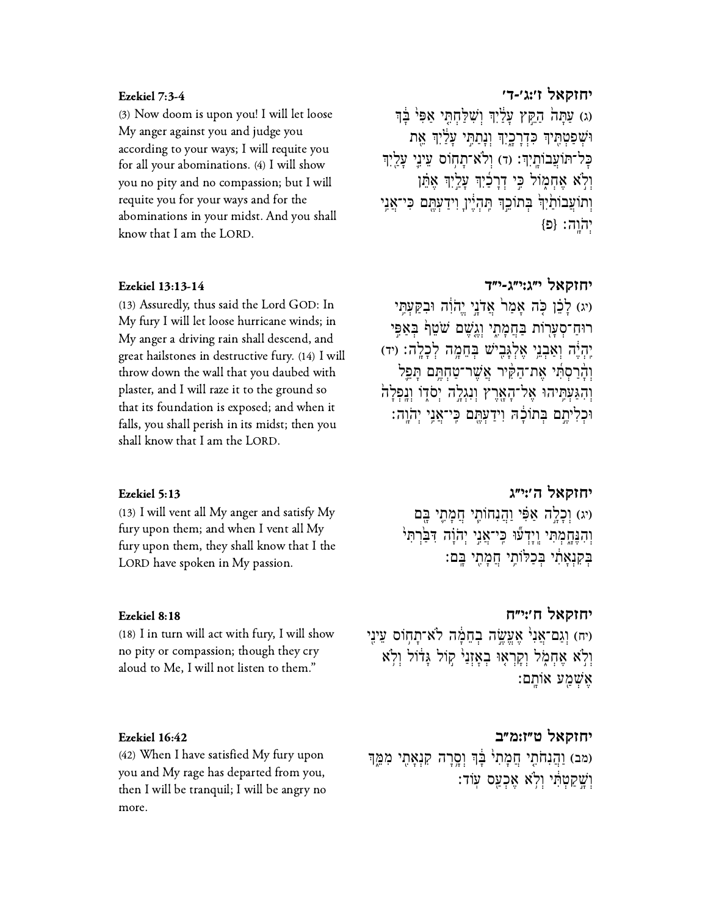### Ezekiel 7:3-4

(3) Now doom is upon you! I will let loose My anger against you and judge you according to your ways; I will requite you for all your abominations. (4) I will show you no pity and no compassion; but I will requite you for your ways and for the abominations in your midst. And you shall know that I am the LORD.

### יחזקאל ז׳:ג׳-ד׳

(ג) עַתָּה֙ הַקֵּ֣ץ עָלַ֔יִךְ וְשִׁלַּחְתִּ֤י אַפִּי֙ בָּ֔ךְ וּשְׁפַטְתִּ֖יךְ כִּדְרָכָ֑יִךְ וְנָתַתִּ֣י עָלַ֔יִךְ אֵ֖ת כָּל־תּוֹעֲבוֹתָֽיִךְ׃ (ד) וְלֹא־תָח֥וֹס עֵינִ֛י עָלַ֖יִךְ וְלֹ֣א אֶחְמ֑וֹל כִּ֣י דְרָכַ֜יִךְ עָלַ֣יִךְ אֶתֵּ֗ן וְתוֹעֲבוֹתַ֙יִךְ֙ בְּתוֹכֵ֣ךְ תִּֽהְיֶ֔יןָ וִֽידַעְתֶּ֖ם כִּֽי־אֲנִ֥י יְהוָֽה׃ {פ}

### Ezekiel 13:13-14

(13) Assuredly, thus said the Lord GOD: In My fury I will let loose hurricane winds; in My anger a driving rain shall descend, and great hailstones in destructive fury. (14) I will throw down the wall that you daubed with plaster, and I will raze it to the ground so that its foundation is exposed; and when it falls, you shall perish in its midst; then you shall know that I am the LORD.

### יחזקאל י״ג:י״ג-י״ד

(יג) לָכֵ֗ן כֹּ֤ה אָמַר֙ אֲדֹנָ֣י יֱהֹוִ֔ה וּבִקַּעְתִּ֥י רֽוּחַ־סְעָר֖וֹת בַּחֲמָתִ֑י וְגֶ֤שֶׁם שֹׁטֵף֙ בְּאַפִּ֣י יִהְיֶ֔ה וְאַבְנֵ֥י אֶלְגָּבִ֖ישׁ בְּחֵמָ֥ה לְכָלָֽה׃ (יד) וְהָרַסְתִּ֨י אֶת־הַקִּ֜יר אֲשֶׁר־טַחְתֶּ֣ם תָּפֵ֗ל וְהִגַּעְתִּ֙יהוּ֙ אֶל־הָאָ֔רֶץ וְנִגְלָ֖ה יְסֹד֑וֹ וְנָֽפְלָה֙ וּכְלִיתֶ֣ם בְּתוֹכָ֔הּ וִֽידַעְתֶּ֖ם כִּֽי־אֲנִ֥י יְהוָֽה׃

### Ezekiel 5:13

(13) I will vent all My anger and satisfy My fury upon them; and when I vent all My fury upon them, they shall know that I the LORD have spoken in My passion.

### יחזקאל ה׳:י״ג

(יג) וְכָלָ֣ה אַפִּ֗י וַהֲנִחוֹתִ֧י חֲמָתִ֛י בָּ֖ם וְהִנֶּחָ֑מְתִּי וְיָֽדְע֗וּ כִּֽי־אֲנִ֤י יְהוָה֙ דִּבַּ֣רְתִּי֙ בְּקִנְאָתִ֔י בְּכַלּוֹתִ֥י חֲמָתִ֖י בָּֽם׃

### Ezekiel 8:18

(18) I in turn will act with fury, I will show no pity or compassion; though they cry aloud to Me, I will not listen to them."

### יחזקאל ח׳:י״ח

(יח) וְגַם־אֲנִי֙ אֶעֱשֶׂ֣ה בְחֵמָ֔ה לֹא־תָח֥וֹס עֵינִ֖י וְלֹ֣א אֶחְמֹ֑ל וְקָרְא֤וּ בְאָזְנַי֙ ק֣וֹל גָּד֔וֹל וְלֹ֥א אֶשְׁמַ֖ע אוֹתָֽם׃

### Ezekiel 16:42

(42) When I have satisfied My fury upon you and My rage has departed from you, then I will be tranquil; I will be angry no more.

### יחזקאל ט״ז:מ״ב

(מב) וַהֲנִחֹתִ֤י חֲמָתִי֙ בָּ֔ךְ וְסָ֥רָה קִנְאָתִ֖י מִמֵּ֑ךְ וְשָׁ֣קַטְתִּ֔י וְלֹ֥א אֶכְעַ֖ס עֽוֹד׃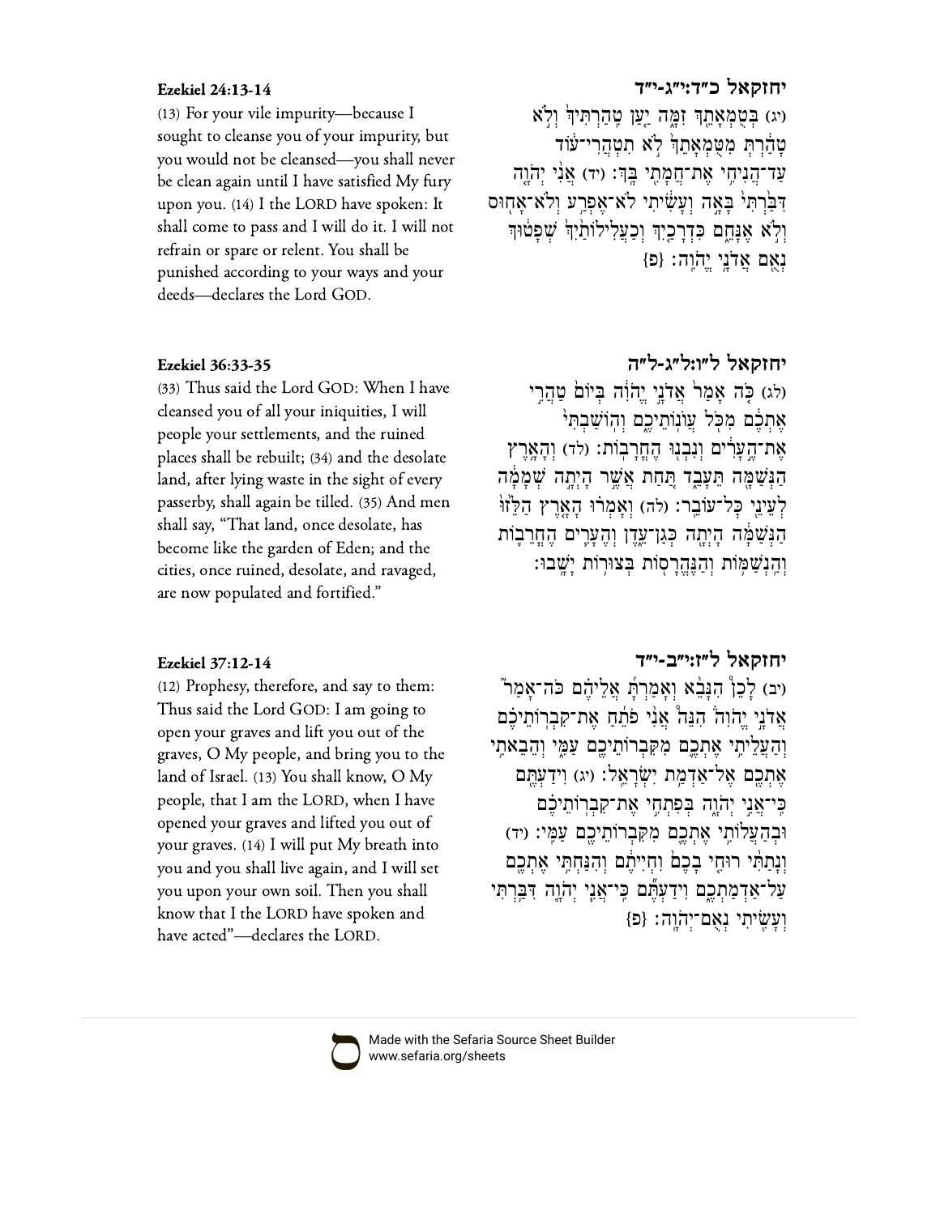## Ezekiel 24:13-14

(13) For your vile impurity—because I sought to cleanse you of your impurity, but you would not be cleansed—you shall never be clean again until I have satisfied My fury upon you. (14) I the LORD have spoken: It shall come to pass and I will do it. I will not refrain or spare or relent. You shall be punished according to your ways and your deeds—declares the Lord GOD.

## יחזקאל כ״ד:י״ג-י״ד

(יג) בְּטֻמְאָתֵ֖ךְ זִמָּ֑ה יַ֤עַן טִהַרְתִּיךְ֙ וְלֹ֣א טָהַ֔רְתְּ מִטֻּמְאָתֵךְ֙ לֹ֣א תִטְהֲרִי־ע֔וֹד עַד־הֲנִיחִ֥י אֶת־חֲמָתִ֖י בָּֽךְ׃ (יד) אֲנִ֨י יְהוָ֤ה דִּבַּ֙רְתִּי֙ בָּאָ֣ה וְעָשִׂ֔יתִי לֹא־אֶפְרַ֥ע וְלֹא־אָח֖וּס וְלֹ֣א אֶנָּחֵ֑ם כִּדְרָכַ֤יִךְ וְכַעֲלִילוֹתַ֙יִךְ֙ שְׁפָט֔וּךְ נְאֻ֖ם אֲדֹנָ֥י יְהוִֽה׃ {פ}

## Ezekiel 36:33-35

(33) Thus said the Lord GOD: When I have cleansed you of all your iniquities, I will people your settlements, and the ruined places shall be rebuilt; (34) and the desolate land, after lying waste in the sight of every passerby, shall again be tilled. (35) And men shall say, "That land, once desolate, has become like the garden of Eden; and the cities, once ruined, desolate, and ravaged, are now populated and fortified."

## יחזקאל ל״ו:ל״ג-ל״ה

(לג) כֹּ֤ה אָמַר֙ אֲדֹנָ֣י יְהוִ֔ה בְּיוֹם֙ טַהֲרִ֣י אֶתְכֶ֔ם מִכֹּ֖ל עֲוֹנֽוֹתֵיכֶ֑ם וְהוֹשַׁבְתִּי֙ אֶת־הֶ֣עָרִ֔ים וְנִבְנ֖וּ הֶחֳרָבֽוֹת׃ (לד) וְהָאָ֥רֶץ הַנְּשַׁמָּ֖ה תֵּעָבֵ֑ד תַּ֗חַת אֲשֶׁ֨ר הָיְתָ֤ה שְׁמָמָה֙ לְעֵינֵ֖י כָּל־עוֹבֵֽר׃ (לה) וְאָמְר֗וּ הָאָ֤רֶץ הַלֵּ֙זוּ֙ הַנְּשַׁמָּ֔ה הָיְתָ֖ה כְּגַן־עֵ֑דֶן וְהֶעָרִ֧ים הֶחֳרֵב֛וֹת וְהַנְשַׁמּ֥וֹת וְהַנֶּהֱרָס֖וֹת בְּצוּר֥וֹת יָשָֽׁבוּ׃

## Ezekiel 37:12-14

(12) Prophesy, therefore, and say to them: Thus said the Lord GOD: I am going to open your graves and lift you out of the graves, O My people, and bring you to the land of Israel. (13) You shall know, O My people, that I am the LORD, when I have opened your graves and lifted you out of your graves. (14) I will put My breath into you and you shall live again, and I will set you upon your own soil. Then you shall know that I the LORD have spoken and have acted"—declares the LORD.

## יחזקאל ל״ז:י״ב-י״ד

(יב) לָכֵן֩ הִנָּבֵ֨א וְאָמַרְתָּ֜ אֲלֵיהֶ֗ם כֹּֽה־אָמַר֮ אֲדֹנָ֣י יְהוִה֒ הִנֵּה֩ אֲנִ֨י פֹתֵ֜חַ אֶת־קִבְרֽוֹתֵיכֶ֗ם וְהַעֲלֵיתִ֥י אֶתְכֶ֛ם מִקִּבְרוֹתֵיכֶ֖ם עַמִּ֑י וְהֵבֵאתִ֥י אֶתְכֶ֖ם אֶל־אַדְמַ֥ת יִשְׂרָאֵֽל׃ (יג) וִידַעְתֶּ֖ם כִּֽי־אֲנִ֣י יְהוָ֑ה בְּפִתְחִ֣י אֶת־קִבְרֽוֹתֵיכֶ֗ם וּבְהַעֲלוֹתִ֥י אֶתְכֶ֛ם מִקִּבְרוֹתֵיכֶ֖ם עַמִּֽי׃ (יד) וְנָתַתִּ֨י רוּחִ֤י בָכֶם֙ וִחְיִיתֶ֔ם וְהִנַּחְתִּ֥י אֶתְכֶ֖ם עַל־אַדְמַתְכֶ֑ם וִֽידַעְתֶּ֞ם כִּֽי־אֲנִ֧י יְהוָ֛ה דִּבַּ֥רְתִּי וְעָשִׂ֖יתִי נְאֻם־יְהוָֽה׃ {פ}

Made with the Sefaria Source Sheet Builder
www.sefaria.org/sheets